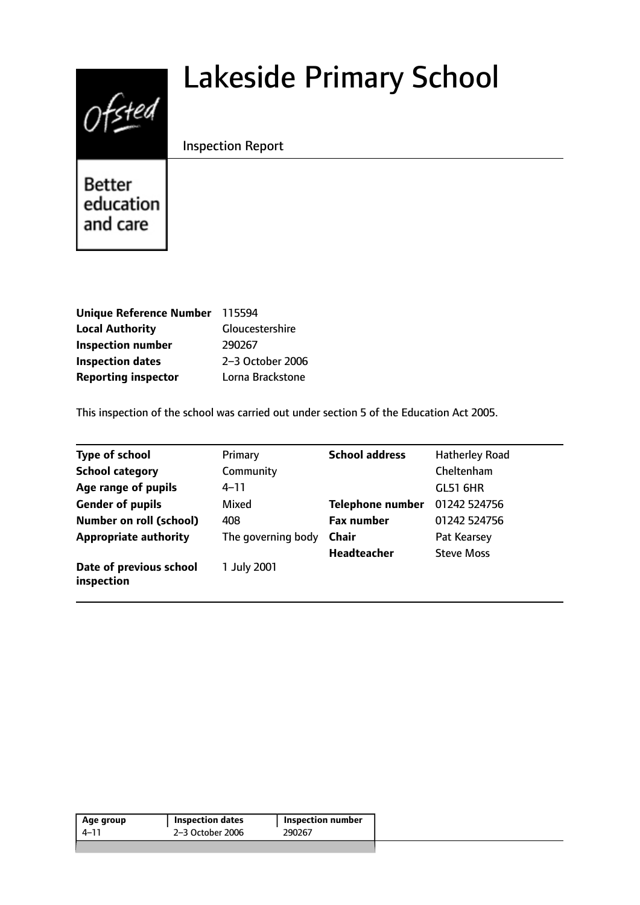# Lakeside Primary School

Inspection Report

Ofsted

Better education and care

| | |
|---|---|
| **Unique Reference Number** | 115594 |
| **Local Authority** | Gloucestershire |
| **Inspection number** | 290267 |
| **Inspection dates** | 2–3 October 2006 |
| **Reporting inspector** | Lorna Brackstone |

This inspection of the school was carried out under section 5 of the Education Act 2005.

| | | | |
|---|---|---|---|
| **Type of school** | Primary | **School address** | Hatherley Road |
| **School category** | Community | | Cheltenham |
| **Age range of pupils** | 4–11 | | GL51 6HR |
| **Gender of pupils** | Mixed | **Telephone number** | 01242 524756 |
| **Number on roll (school)** | 408 | **Fax number** | 01242 524756 |
| **Appropriate authority** | The governing body | **Chair** | Pat Kearsey |
| | | **Headteacher** | Steve Moss |
| **Date of previous school inspection** | 1 July 2001 | | |

| Age group | Inspection dates | Inspection number |
|---|---|---|
| 4–11 | 2–3 October 2006 | 290267 |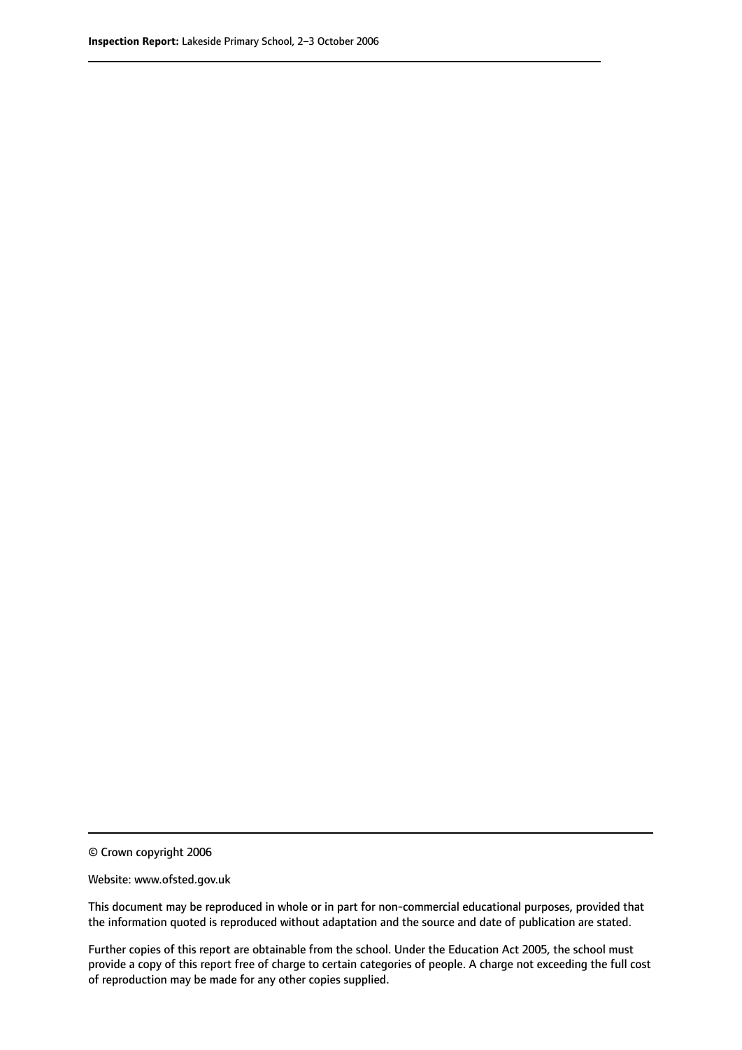© Crown copyright 2006

Website: www.ofsted.gov.uk

This document may be reproduced in whole or in part for non-commercial educational purposes, provided that the information quoted is reproduced without adaptation and the source and date of publication are stated.

Further copies of this report are obtainable from the school. Under the Education Act 2005, the school must provide a copy of this report free of charge to certain categories of people. A charge not exceeding the full cost of reproduction may be made for any other copies supplied.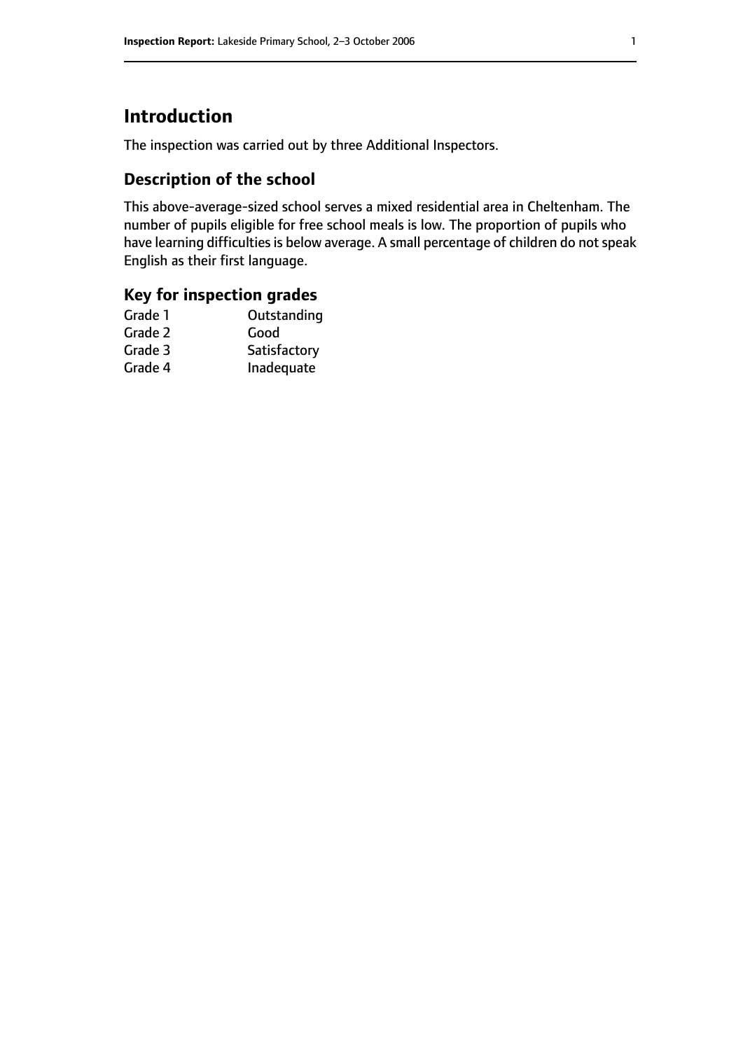# Introduction

The inspection was carried out by three Additional Inspectors.

## Description of the school

This above-average-sized school serves a mixed residential area in Cheltenham. The number of pupils eligible for free school meals is low. The proportion of pupils who have learning difficulties is below average. A small percentage of children do not speak English as their first language.

## Key for inspection grades

| | |
|---|---|
| Grade 1 | Outstanding |
| Grade 2 | Good |
| Grade 3 | Satisfactory |
| Grade 4 | Inadequate |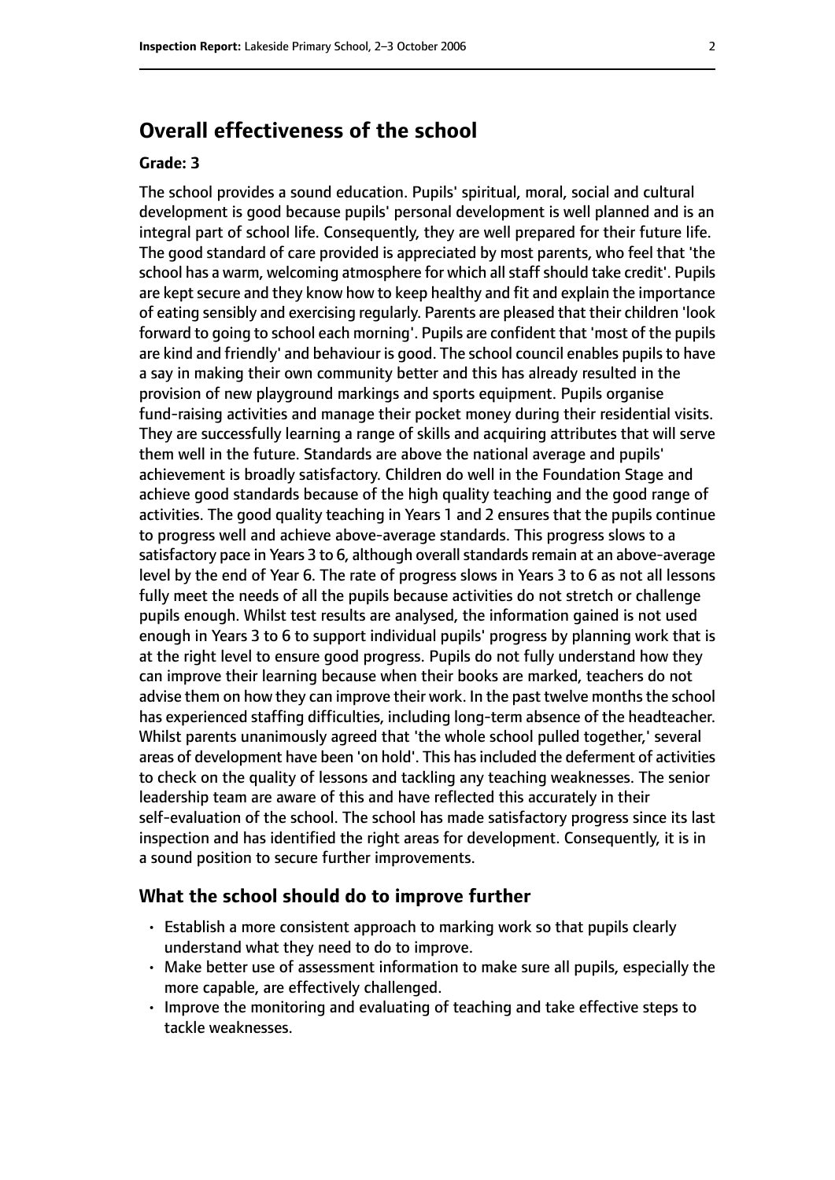## Overall effectiveness of the school

### Grade: 3

The school provides a sound education. Pupils' spiritual, moral, social and cultural development is good because pupils' personal development is well planned and is an integral part of school life. Consequently, they are well prepared for their future life. The good standard of care provided is appreciated by most parents, who feel that 'the school has a warm, welcoming atmosphere for which all staff should take credit'. Pupils are kept secure and they know how to keep healthy and fit and explain the importance of eating sensibly and exercising regularly. Parents are pleased that their children 'look forward to going to school each morning'. Pupils are confident that 'most of the pupils are kind and friendly' and behaviour is good. The school council enables pupils to have a say in making their own community better and this has already resulted in the provision of new playground markings and sports equipment. Pupils organise fund-raising activities and manage their pocket money during their residential visits. They are successfully learning a range of skills and acquiring attributes that will serve them well in the future. Standards are above the national average and pupils' achievement is broadly satisfactory. Children do well in the Foundation Stage and achieve good standards because of the high quality teaching and the good range of activities. The good quality teaching in Years 1 and 2 ensures that the pupils continue to progress well and achieve above-average standards. This progress slows to a satisfactory pace in Years 3 to 6, although overall standards remain at an above-average level by the end of Year 6. The rate of progress slows in Years 3 to 6 as not all lessons fully meet the needs of all the pupils because activities do not stretch or challenge pupils enough. Whilst test results are analysed, the information gained is not used enough in Years 3 to 6 to support individual pupils' progress by planning work that is at the right level to ensure good progress. Pupils do not fully understand how they can improve their learning because when their books are marked, teachers do not advise them on how they can improve their work. In the past twelve months the school has experienced staffing difficulties, including long-term absence of the headteacher. Whilst parents unanimously agreed that 'the whole school pulled together,' several areas of development have been 'on hold'. This has included the deferment of activities to check on the quality of lessons and tackling any teaching weaknesses. The senior leadership team are aware of this and have reflected this accurately in their self-evaluation of the school. The school has made satisfactory progress since its last inspection and has identified the right areas for development. Consequently, it is in a sound position to secure further improvements.

## What the school should do to improve further

- Establish a more consistent approach to marking work so that pupils clearly understand what they need to do to improve.
- Make better use of assessment information to make sure all pupils, especially the more capable, are effectively challenged.
- Improve the monitoring and evaluating of teaching and take effective steps to tackle weaknesses.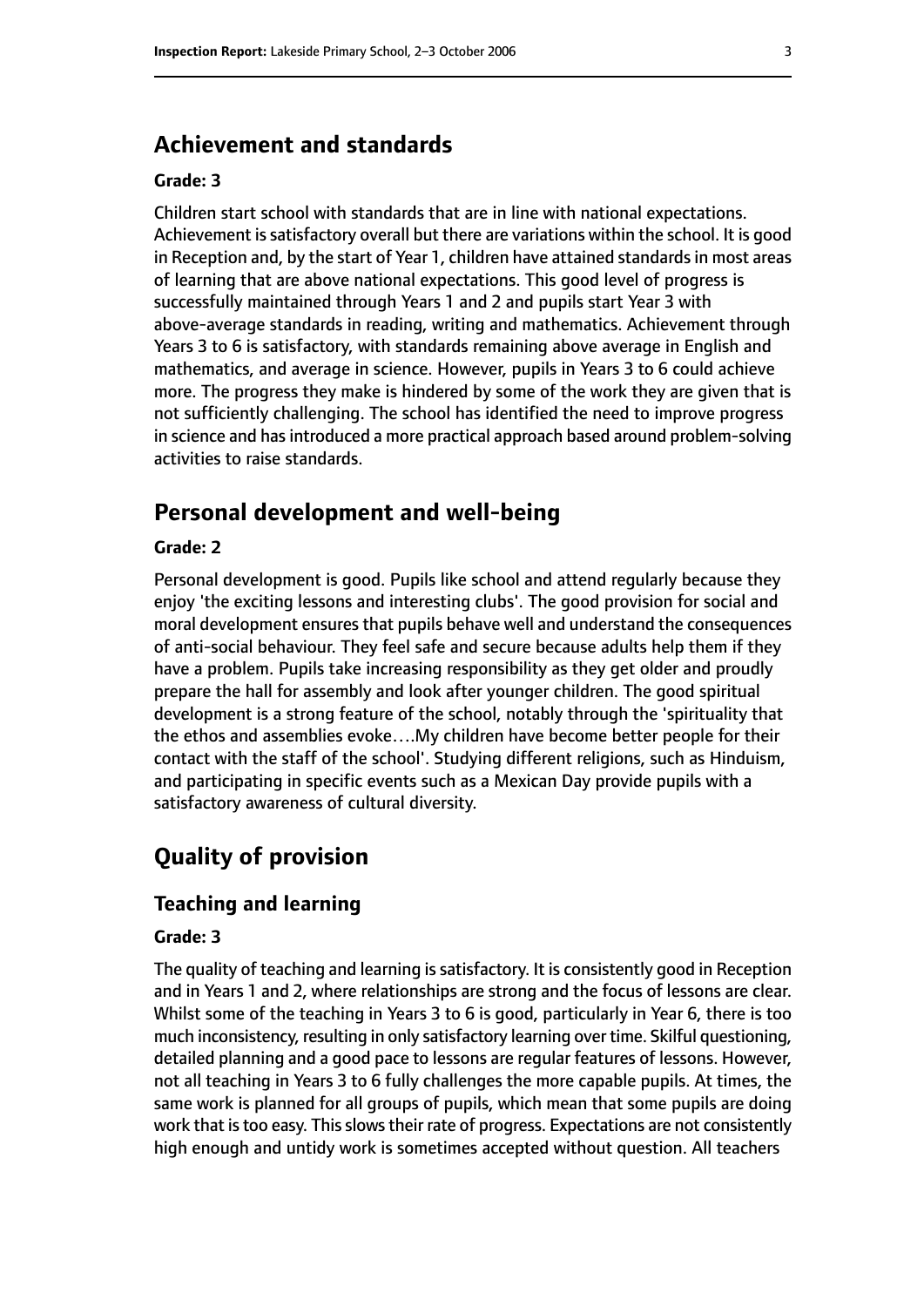## Achievement and standards

### Grade: 3

Children start school with standards that are in line with national expectations. Achievement is satisfactory overall but there are variations within the school. It is good in Reception and, by the start of Year 1, children have attained standards in most areas of learning that are above national expectations. This good level of progress is successfully maintained through Years 1 and 2 and pupils start Year 3 with above-average standards in reading, writing and mathematics. Achievement through Years 3 to 6 is satisfactory, with standards remaining above average in English and mathematics, and average in science. However, pupils in Years 3 to 6 could achieve more. The progress they make is hindered by some of the work they are given that is not sufficiently challenging. The school has identified the need to improve progress in science and has introduced a more practical approach based around problem-solving activities to raise standards.

## Personal development and well-being

### Grade: 2

Personal development is good. Pupils like school and attend regularly because they enjoy 'the exciting lessons and interesting clubs'. The good provision for social and moral development ensures that pupils behave well and understand the consequences of anti-social behaviour. They feel safe and secure because adults help them if they have a problem. Pupils take increasing responsibility as they get older and proudly prepare the hall for assembly and look after younger children. The good spiritual development is a strong feature of the school, notably through the 'spirituality that the ethos and assemblies evoke….My children have become better people for their contact with the staff of the school'. Studying different religions, such as Hinduism, and participating in specific events such as a Mexican Day provide pupils with a satisfactory awareness of cultural diversity.

# Quality of provision

## Teaching and learning

### Grade: 3

The quality of teaching and learning is satisfactory. It is consistently good in Reception and in Years 1 and 2, where relationships are strong and the focus of lessons are clear. Whilst some of the teaching in Years 3 to 6 is good, particularly in Year 6, there is too much inconsistency, resulting in only satisfactory learning over time. Skilful questioning, detailed planning and a good pace to lessons are regular features of lessons. However, not all teaching in Years 3 to 6 fully challenges the more capable pupils. At times, the same work is planned for all groups of pupils, which mean that some pupils are doing work that is too easy. This slows their rate of progress. Expectations are not consistently high enough and untidy work is sometimes accepted without question. All teachers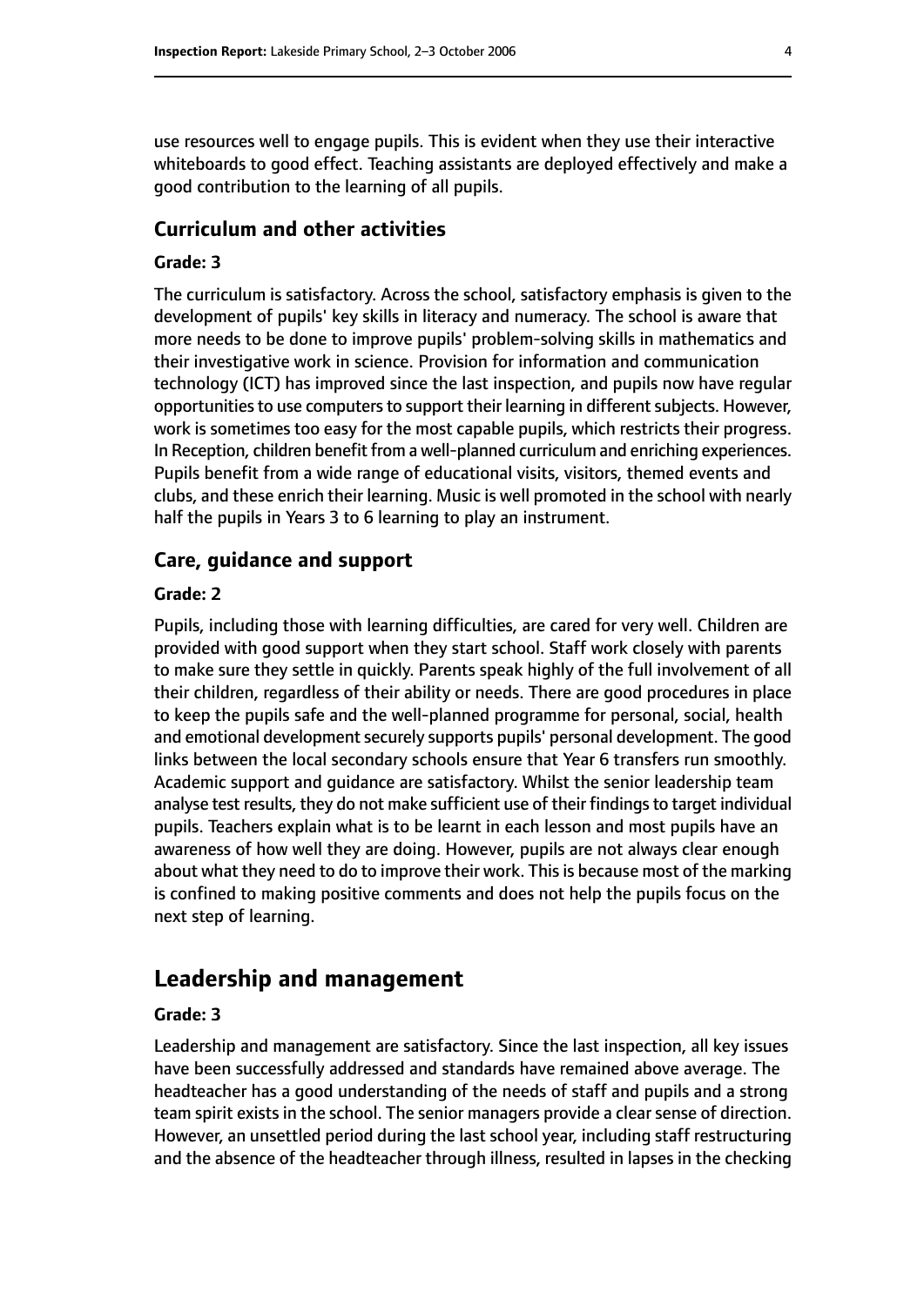use resources well to engage pupils. This is evident when they use their interactive whiteboards to good effect. Teaching assistants are deployed effectively and make a good contribution to the learning of all pupils.

### Curriculum and other activities

#### Grade: 3

The curriculum is satisfactory. Across the school, satisfactory emphasis is given to the development of pupils' key skills in literacy and numeracy. The school is aware that more needs to be done to improve pupils' problem-solving skills in mathematics and their investigative work in science. Provision for information and communication technology (ICT) has improved since the last inspection, and pupils now have regular opportunities to use computers to support their learning in different subjects. However, work is sometimes too easy for the most capable pupils, which restricts their progress. In Reception, children benefit from a well-planned curriculum and enriching experiences. Pupils benefit from a wide range of educational visits, visitors, themed events and clubs, and these enrich their learning. Music is well promoted in the school with nearly half the pupils in Years 3 to 6 learning to play an instrument.

### Care, guidance and support

#### Grade: 2

Pupils, including those with learning difficulties, are cared for very well. Children are provided with good support when they start school. Staff work closely with parents to make sure they settle in quickly. Parents speak highly of the full involvement of all their children, regardless of their ability or needs. There are good procedures in place to keep the pupils safe and the well-planned programme for personal, social, health and emotional development securely supports pupils' personal development. The good links between the local secondary schools ensure that Year 6 transfers run smoothly. Academic support and guidance are satisfactory. Whilst the senior leadership team analyse test results, they do not make sufficient use of their findings to target individual pupils. Teachers explain what is to be learnt in each lesson and most pupils have an awareness of how well they are doing. However, pupils are not always clear enough about what they need to do to improve their work. This is because most of the marking is confined to making positive comments and does not help the pupils focus on the next step of learning.

## Leadership and management

#### Grade: 3

Leadership and management are satisfactory. Since the last inspection, all key issues have been successfully addressed and standards have remained above average. The headteacher has a good understanding of the needs of staff and pupils and a strong team spirit exists in the school. The senior managers provide a clear sense of direction. However, an unsettled period during the last school year, including staff restructuring and the absence of the headteacher through illness, resulted in lapses in the checking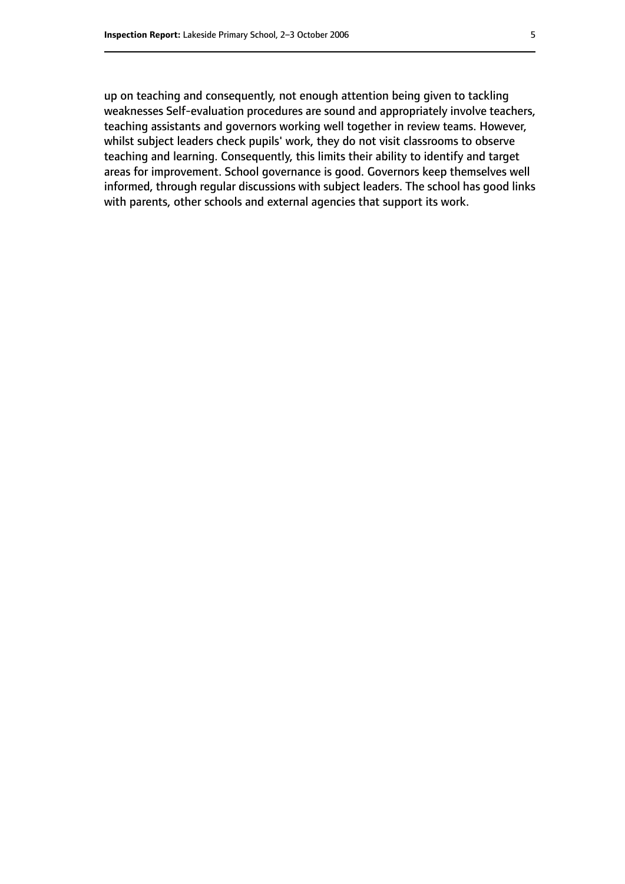up on teaching and consequently, not enough attention being given to tackling weaknesses Self-evaluation procedures are sound and appropriately involve teachers, teaching assistants and governors working well together in review teams. However, whilst subject leaders check pupils' work, they do not visit classrooms to observe teaching and learning. Consequently, this limits their ability to identify and target areas for improvement. School governance is good. Governors keep themselves well informed, through regular discussions with subject leaders. The school has good links with parents, other schools and external agencies that support its work.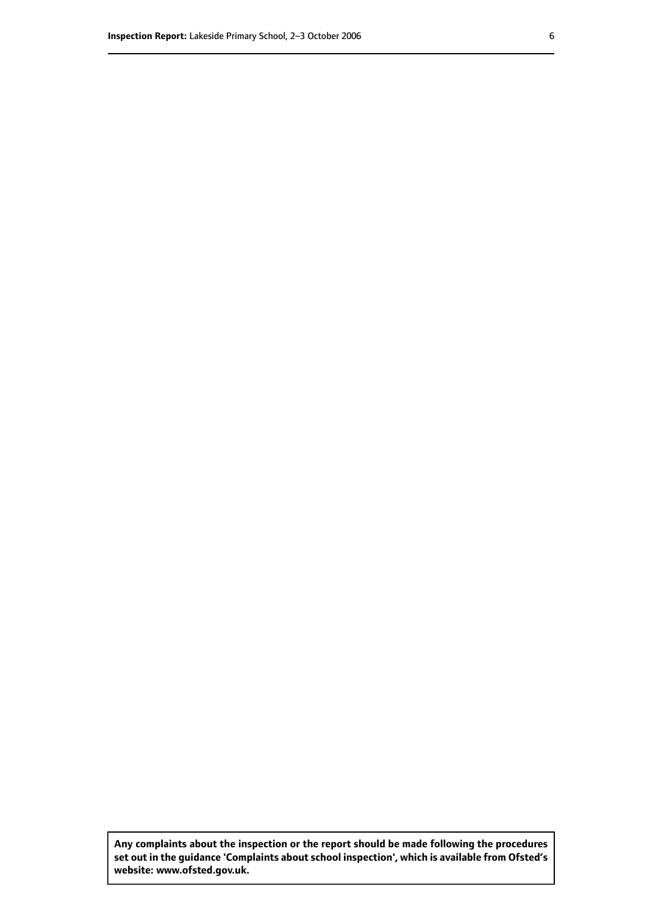**Any complaints about the inspection or the report should be made following the procedures set out in the guidance 'Complaints about school inspection', which is available from Ofsted's website: www.ofsted.gov.uk.**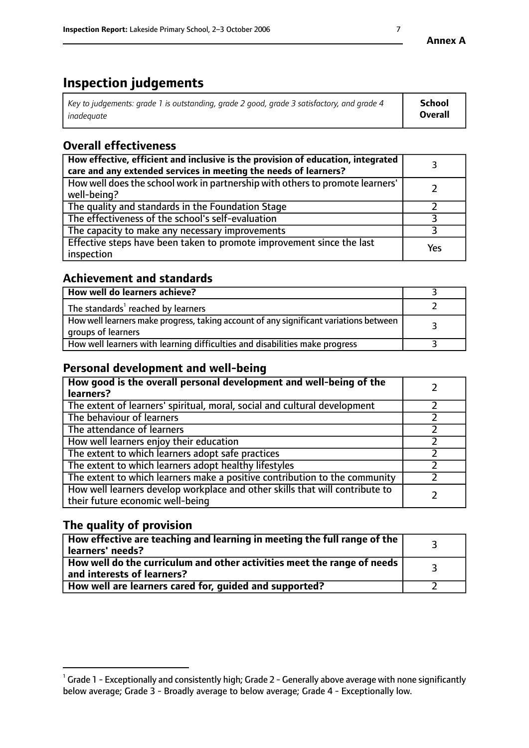# Inspection judgements

| *Key to judgements: grade 1 is outstanding, grade 2 good, grade 3 satisfactory, and grade 4 inadequate* | **School Overall** |
|---|---|

## Overall effectiveness

| | |
|---|---|
| **How effective, efficient and inclusive is the provision of education, integrated care and any extended services in meeting the needs of learners?** | 3 |
| How well does the school work in partnership with others to promote learners' well-being? | 2 |
| The quality and standards in the Foundation Stage | 2 |
| The effectiveness of the school's self-evaluation | 3 |
| The capacity to make any necessary improvements | 3 |
| Effective steps have been taken to promote improvement since the last inspection | Yes |

## Achievement and standards

| | |
|---|---|
| **How well do learners achieve?** | 3 |
| The standards[1] reached by learners | 2 |
| How well learners make progress, taking account of any significant variations between groups of learners | 3 |
| How well learners with learning difficulties and disabilities make progress | 3 |

## Personal development and well-being

| | |
|---|---|
| **How good is the overall personal development and well-being of the learners?** | 2 |
| The extent of learners' spiritual, moral, social and cultural development | 2 |
| The behaviour of learners | 2 |
| The attendance of learners | 2 |
| How well learners enjoy their education | 2 |
| The extent to which learners adopt safe practices | 2 |
| The extent to which learners adopt healthy lifestyles | 2 |
| The extent to which learners make a positive contribution to the community | 2 |
| How well learners develop workplace and other skills that will contribute to their future economic well-being | 2 |

## The quality of provision

| | |
|---|---|
| **How effective are teaching and learning in meeting the full range of the learners' needs?** | 3 |
| **How well do the curriculum and other activities meet the range of needs and interests of learners?** | 3 |
| **How well are learners cared for, guided and supported?** | 2 |

[1] Grade 1 - Exceptionally and consistently high; Grade 2 - Generally above average with none significantly below average; Grade 3 - Broadly average to below average; Grade 4 - Exceptionally low.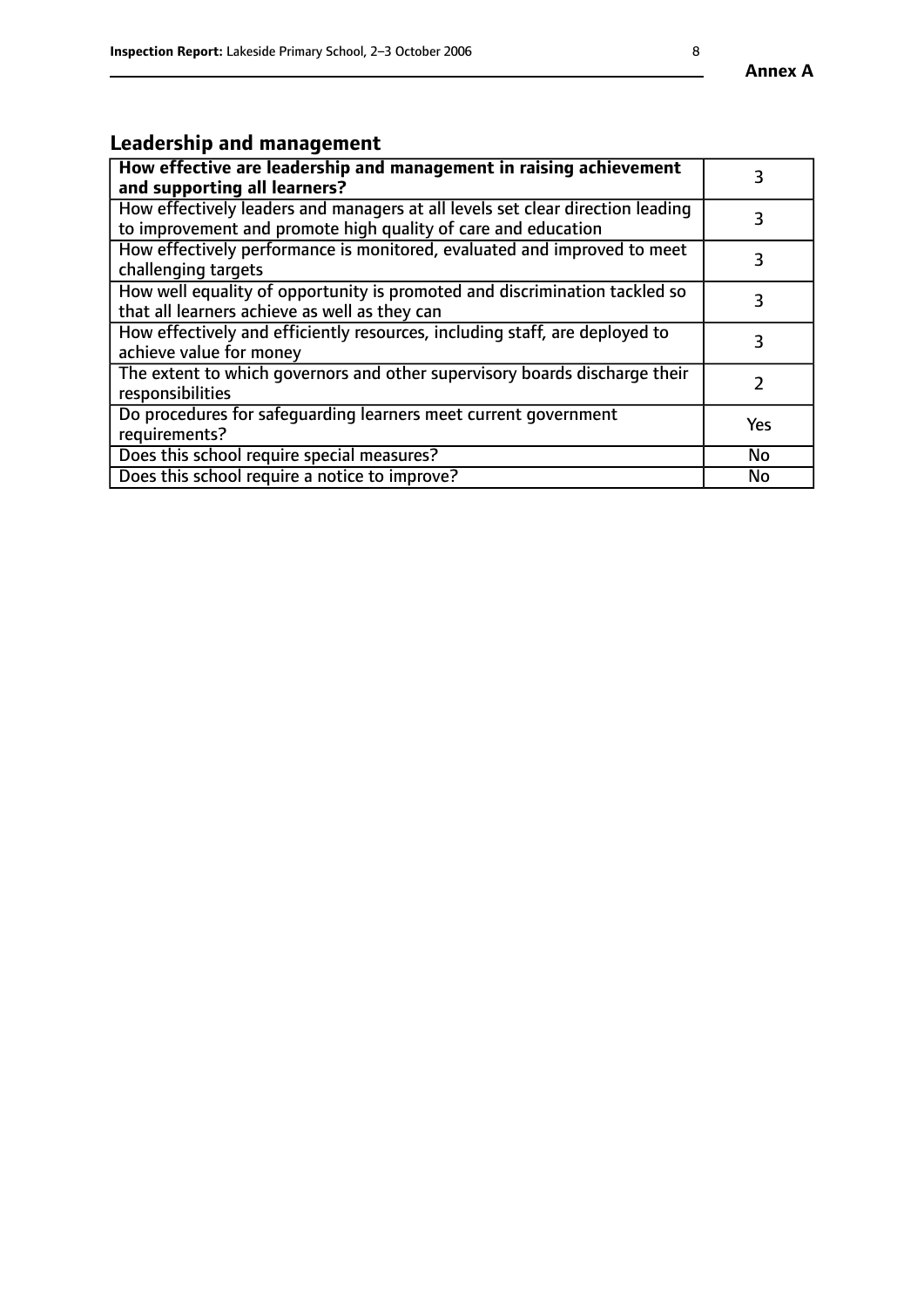## Leadership and management

| **How effective are leadership and management in raising achievement and supporting all learners?** | 3 |
| --- | --- |
| How effectively leaders and managers at all levels set clear direction leading to improvement and promote high quality of care and education | 3 |
| How effectively performance is monitored, evaluated and improved to meet challenging targets | 3 |
| How well equality of opportunity is promoted and discrimination tackled so that all learners achieve as well as they can | 3 |
| How effectively and efficiently resources, including staff, are deployed to achieve value for money | 3 |
| The extent to which governors and other supervisory boards discharge their responsibilities | 2 |
| Do procedures for safeguarding learners meet current government requirements? | Yes |
| Does this school require special measures? | No |
| Does this school require a notice to improve? | No |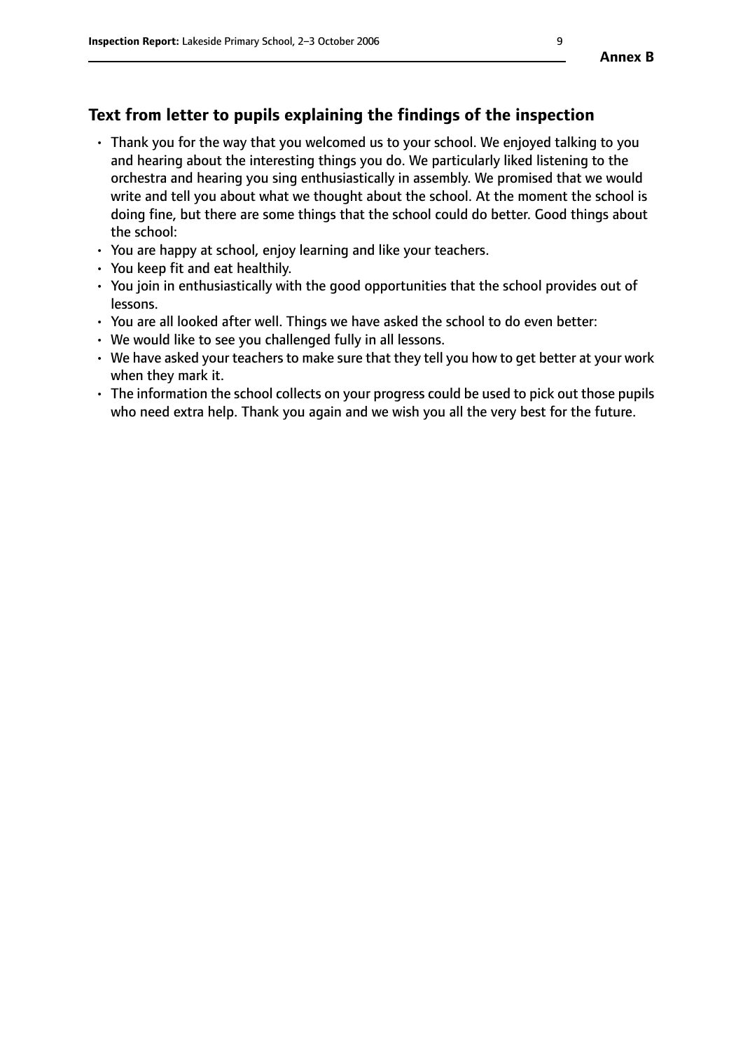## Text from letter to pupils explaining the findings of the inspection

- Thank you for the way that you welcomed us to your school. We enjoyed talking to you and hearing about the interesting things you do. We particularly liked listening to the orchestra and hearing you sing enthusiastically in assembly. We promised that we would write and tell you about what we thought about the school. At the moment the school is doing fine, but there are some things that the school could do better. Good things about the school:
- You are happy at school, enjoy learning and like your teachers.
- You keep fit and eat healthily.
- You join in enthusiastically with the good opportunities that the school provides out of lessons.
- You are all looked after well. Things we have asked the school to do even better:
- We would like to see you challenged fully in all lessons.
- We have asked your teachers to make sure that they tell you how to get better at your work when they mark it.
- The information the school collects on your progress could be used to pick out those pupils who need extra help. Thank you again and we wish you all the very best for the future.